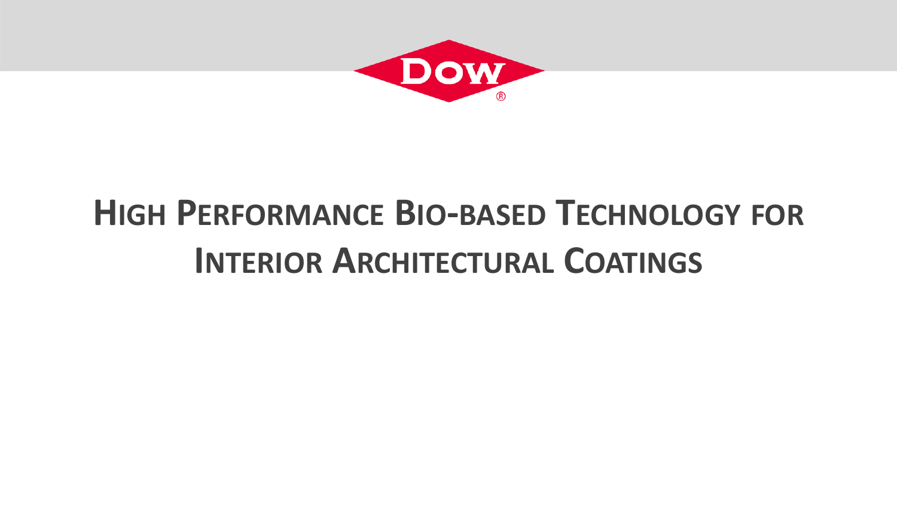DOW

# High Performance Bio-based Technology for Interior Architectural Coatings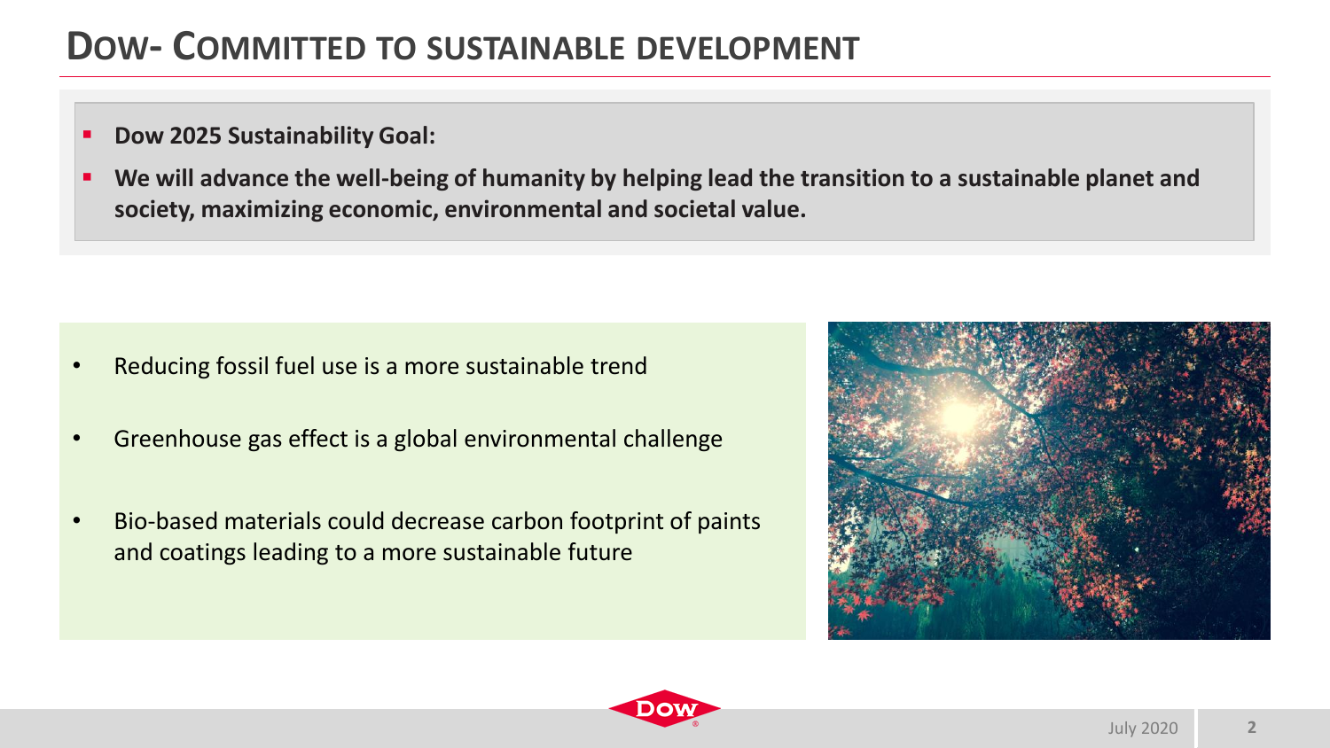# Dow- Committed to Sustainable Development

- **Dow 2025 Sustainability Goal:**
- **We will advance the well-being of humanity by helping lead the transition to a sustainable planet and society, maximizing economic, environmental and societal value.**

- Reducing fossil fuel use is a more sustainable trend
- Greenhouse gas effect is a global environmental challenge
- Bio-based materials could decrease carbon footprint of paints and coatings leading to a more sustainable future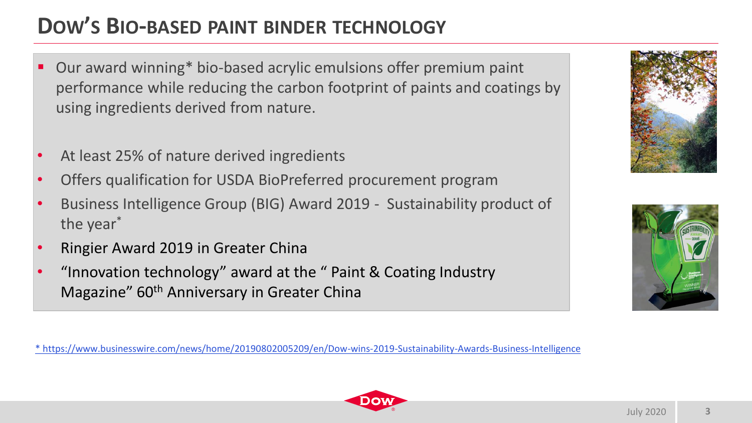# Dow's Bio-based paint binder technology

- Our award winning* bio-based acrylic emulsions offer premium paint performance while reducing the carbon footprint of paints and coatings by using ingredients derived from nature.

- At least 25% of nature derived ingredients
- Offers qualification for USDA BioPreferred procurement program
- Business Intelligence Group (BIG) Award 2019 - Sustainability product of the year*
- Ringier Award 2019 in Greater China
- "Innovation technology" award at the " Paint & Coating Industry Magazine" 60th Anniversary in Greater China

[* https://www.businesswire.com/news/home/20190802005209/en/Dow-wins-2019-Sustainability-Awards-Business-Intelligence](https://www.businesswire.com/news/home/20190802005209/en/Dow-wins-2019-Sustainability-Awards-Business-Intelligence)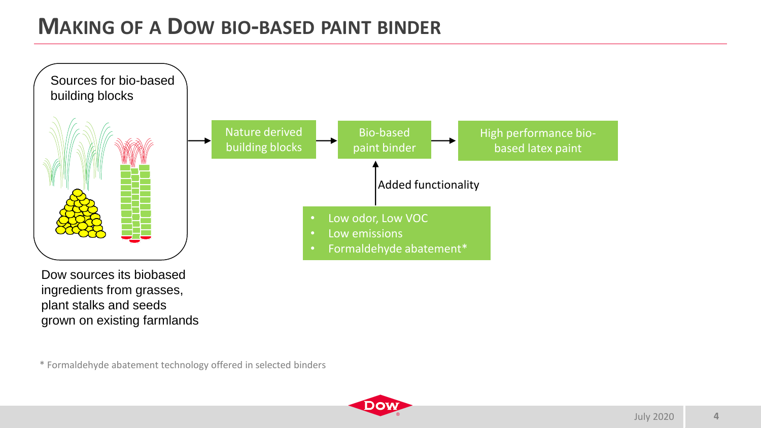# MAKING OF A DOW BIO-BASED PAINT BINDER

Sources for bio-based building blocks

Nature derived building blocks → Bio-based paint binder → High performance bio-based latex paint

Added functionality:

- Low odor, Low VOC
- Low emissions
- Formaldehyde abatement*

Dow sources its biobased ingredients from grasses, plant stalks and seeds grown on existing farmlands

\* Formaldehyde abatement technology offered in selected binders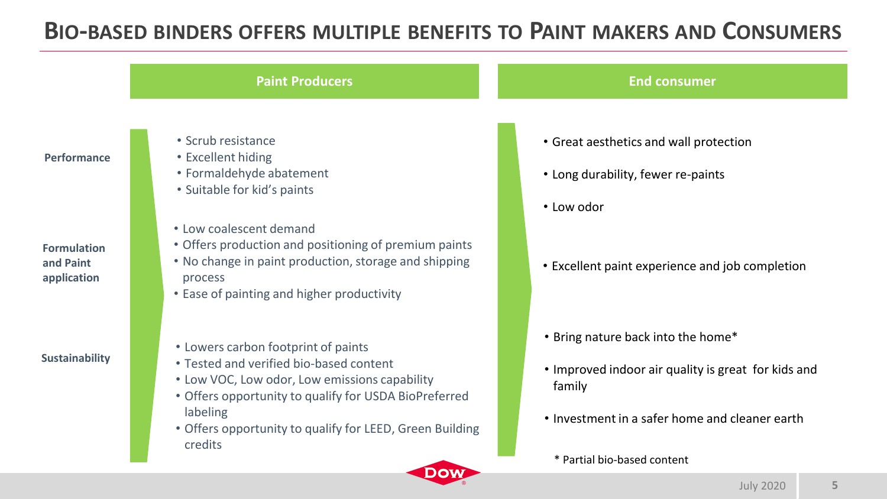# BIO-BASED BINDERS OFFERS MULTIPLE BENEFITS TO PAINT MAKERS AND CONSUMERS

| | Paint Producers | End consumer |
|---|---|---|
| **Performance** | • Scrub resistance<br>• Excellent hiding<br>• Formaldehyde abatement<br>• Suitable for kid's paints | • Great aesthetics and wall protection<br>• Long durability, fewer re-paints<br>• Low odor |
| **Formulation and Paint application** | • Low coalescent demand<br>• Offers production and positioning of premium paints<br>• No change in paint production, storage and shipping process<br>• Ease of painting and higher productivity | • Excellent paint experience and job completion |
| **Sustainability** | • Lowers carbon footprint of paints<br>• Tested and verified bio-based content<br>• Low VOC, Low odor, Low emissions capability<br>• Offers opportunity to qualify for USDA BioPreferred labeling<br>• Offers opportunity to qualify for LEED, Green Building credits | • Bring nature back into the home*<br>• Improved indoor air quality is great for kids and family<br>• Investment in a safer home and cleaner earth |

\* Partial bio-based content

July 2020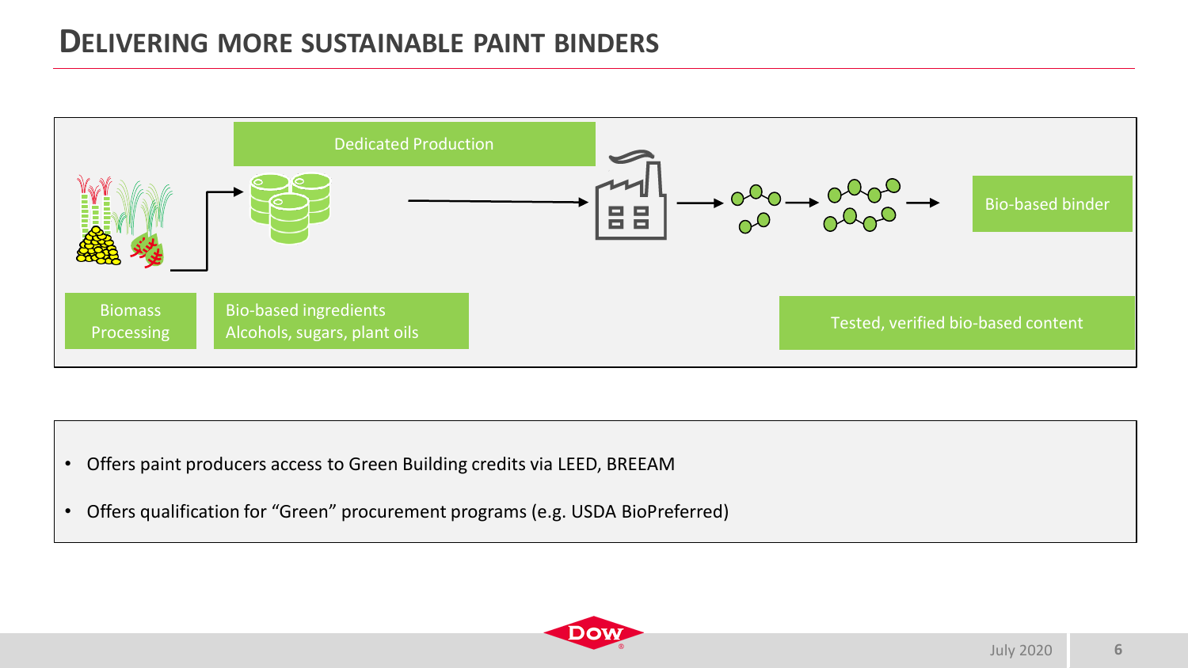# Delivering more sustainable paint binders

Dedicated Production

Biomass Processing

Bio-based ingredients
Alcohols, sugars, plant oils

Bio-based binder

Tested, verified bio-based content

- Offers paint producers access to Green Building credits via LEED, BREEAM
- Offers qualification for "Green" procurement programs (e.g. USDA BioPreferred)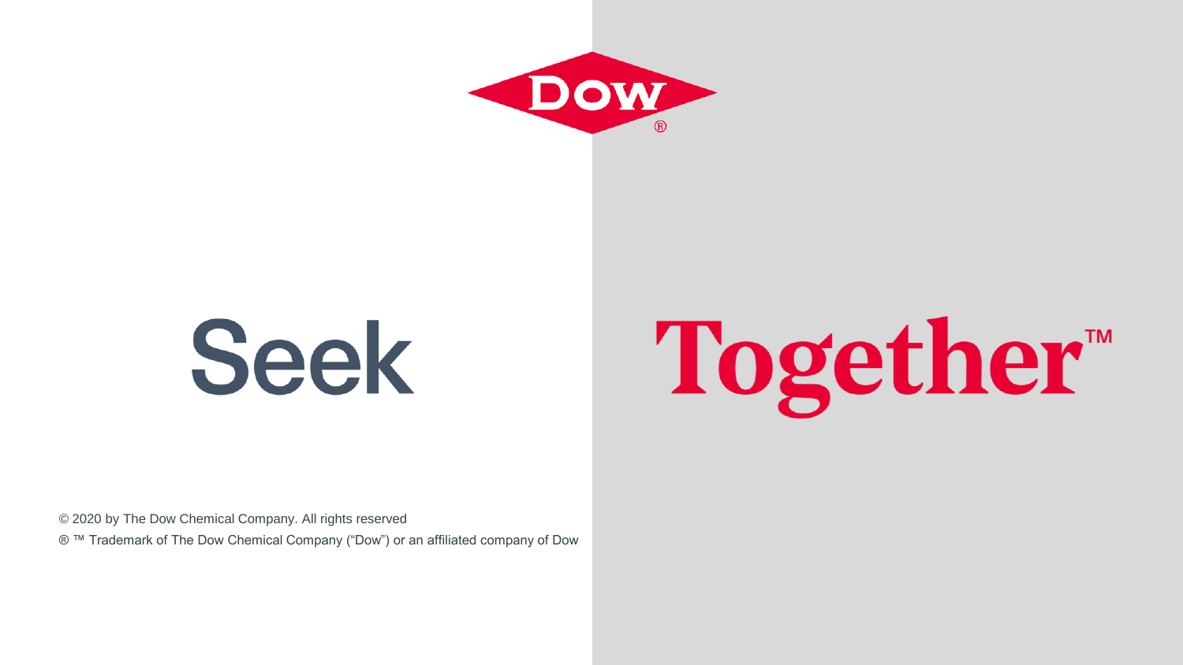DOW®

Seek Together™

© 2020 by The Dow Chemical Company. All rights reserved

® ™ Trademark of The Dow Chemical Company ("Dow") or an affiliated company of Dow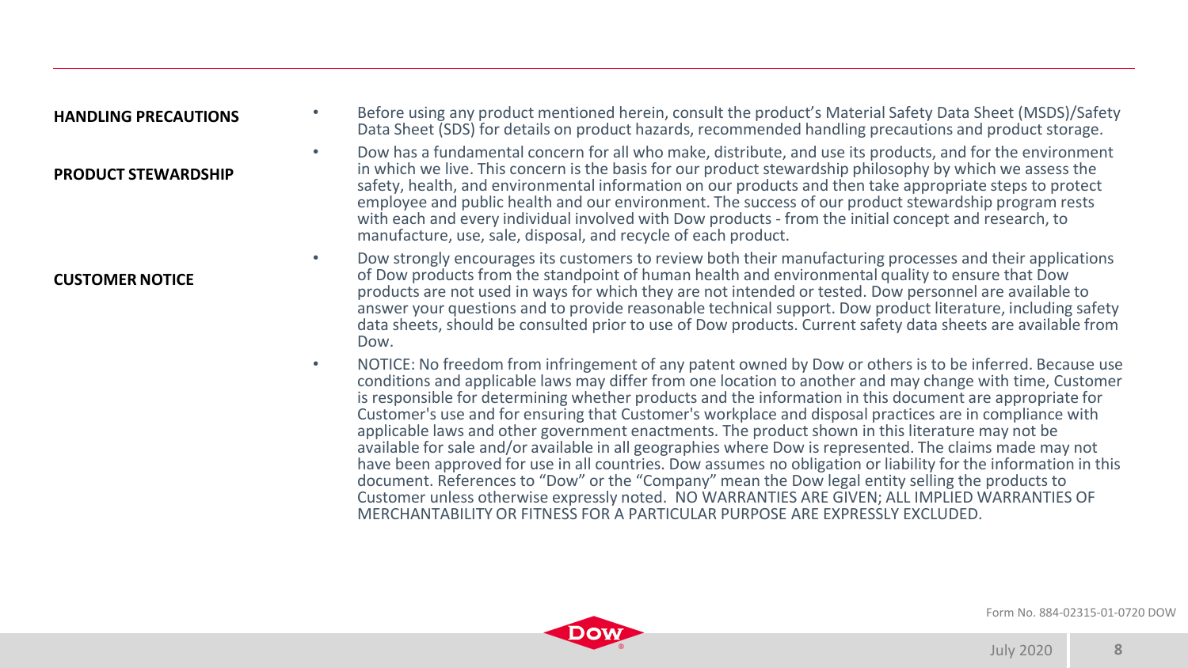**HANDLING PRECAUTIONS**

- Before using any product mentioned herein, consult the product's Material Safety Data Sheet (MSDS)/Safety Data Sheet (SDS) for details on product hazards, recommended handling precautions and product storage.

**PRODUCT STEWARDSHIP**

- Dow has a fundamental concern for all who make, distribute, and use its products, and for the environment in which we live. This concern is the basis for our product stewardship philosophy by which we assess the safety, health, and environmental information on our products and then take appropriate steps to protect employee and public health and our environment. The success of our product stewardship program rests with each and every individual involved with Dow products - from the initial concept and research, to manufacture, use, sale, disposal, and recycle of each product.

**CUSTOMER NOTICE**

- Dow strongly encourages its customers to review both their manufacturing processes and their applications of Dow products from the standpoint of human health and environmental quality to ensure that Dow products are not used in ways for which they are not intended or tested. Dow personnel are available to answer your questions and to provide reasonable technical support. Dow product literature, including safety data sheets, should be consulted prior to use of Dow products. Current safety data sheets are available from Dow.
- NOTICE: No freedom from infringement of any patent owned by Dow or others is to be inferred. Because use conditions and applicable laws may differ from one location to another and may change with time, Customer is responsible for determining whether products and the information in this document are appropriate for Customer's use and for ensuring that Customer's workplace and disposal practices are in compliance with applicable laws and other government enactments. The product shown in this literature may not be available for sale and/or available in all geographies where Dow is represented. The claims made may not have been approved for use in all countries. Dow assumes no obligation or liability for the information in this document. References to "Dow" or the "Company" mean the Dow legal entity selling the products to Customer unless otherwise expressly noted. NO WARRANTIES ARE GIVEN; ALL IMPLIED WARRANTIES OF MERCHANTABILITY OR FITNESS FOR A PARTICULAR PURPOSE ARE EXPRESSLY EXCLUDED.

Form No. 884-02315-01-0720 DOW

July 2020